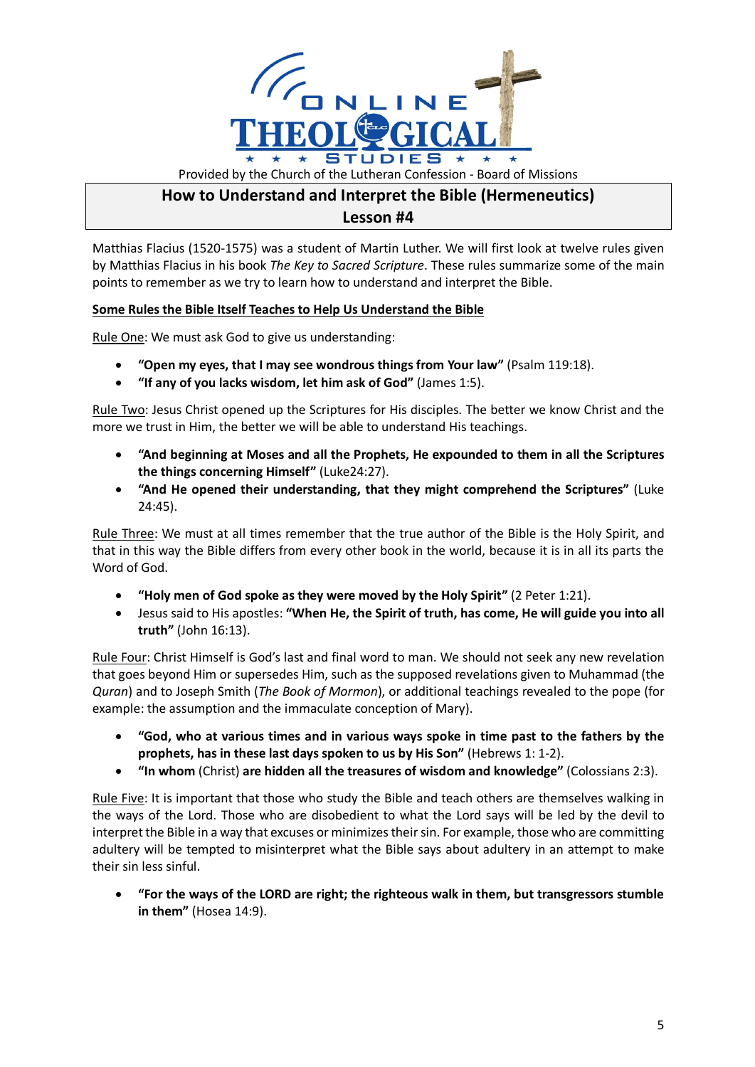Provided by the Church of the Lutheran Confession - Board of Missions

# How to Understand and Interpret the Bible (Hermeneutics)
## Lesson #4

Matthias Flacius (1520-1575) was a student of Martin Luther. We will first look at twelve rules given by Matthias Flacius in his book *The Key to Sacred Scripture*. These rules summarize some of the main points to remember as we try to learn how to understand and interpret the Bible.

**Some Rules the Bible Itself Teaches to Help Us Understand the Bible**

Rule One: We must ask God to give us understanding:

- **"Open my eyes, that I may see wondrous things from Your law"** (Psalm 119:18).
- **"If any of you lacks wisdom, let him ask of God"** (James 1:5).

Rule Two: Jesus Christ opened up the Scriptures for His disciples. The better we know Christ and the more we trust in Him, the better we will be able to understand His teachings.

- **"And beginning at Moses and all the Prophets, He expounded to them in all the Scriptures the things concerning Himself"** (Luke24:27).
- **"And He opened their understanding, that they might comprehend the Scriptures"** (Luke 24:45).

Rule Three: We must at all times remember that the true author of the Bible is the Holy Spirit, and that in this way the Bible differs from every other book in the world, because it is in all its parts the Word of God.

- **"Holy men of God spoke as they were moved by the Holy Spirit"** (2 Peter 1:21).
- Jesus said to His apostles: **"When He, the Spirit of truth, has come, He will guide you into all truth"** (John 16:13).

Rule Four: Christ Himself is God's last and final word to man. We should not seek any new revelation that goes beyond Him or supersedes Him, such as the supposed revelations given to Muhammad (the *Quran*) and to Joseph Smith (*The Book of Mormon*), or additional teachings revealed to the pope (for example: the assumption and the immaculate conception of Mary).

- **"God, who at various times and in various ways spoke in time past to the fathers by the prophets, has in these last days spoken to us by His Son"** (Hebrews 1: 1-2).
- **"In whom** (Christ) **are hidden all the treasures of wisdom and knowledge"** (Colossians 2:3).

Rule Five: It is important that those who study the Bible and teach others are themselves walking in the ways of the Lord. Those who are disobedient to what the Lord says will be led by the devil to interpret the Bible in a way that excuses or minimizes their sin. For example, those who are committing adultery will be tempted to misinterpret what the Bible says about adultery in an attempt to make their sin less sinful.

- **"For the ways of the LORD are right; the righteous walk in them, but transgressors stumble in them"** (Hosea 14:9).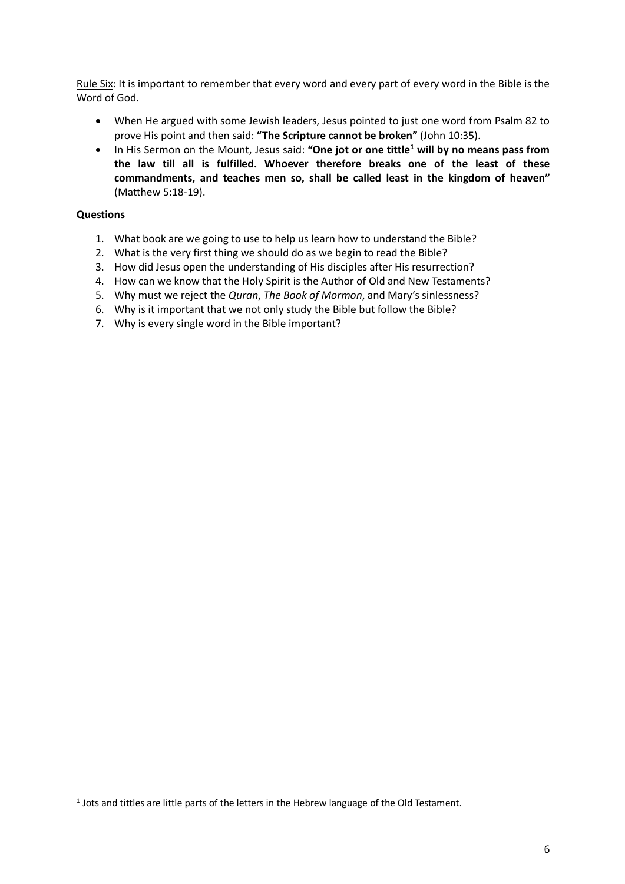<u>Rule Six</u>: It is important to remember that every word and every part of every word in the Bible is the Word of God.

- When He argued with some Jewish leaders, Jesus pointed to just one word from Psalm 82 to prove His point and then said: **"The Scripture cannot be broken"** (John 10:35).
- In His Sermon on the Mount, Jesus said: **"One jot or one tittle[1] will by no means pass from the law till all is fulfilled. Whoever therefore breaks one of the least of these commandments, and teaches men so, shall be called least in the kingdom of heaven"** (Matthew 5:18-19).

**Questions**

1. What book are we going to use to help us learn how to understand the Bible?
2. What is the very first thing we should do as we begin to read the Bible?
3. How did Jesus open the understanding of His disciples after His resurrection?
4. How can we know that the Holy Spirit is the Author of Old and New Testaments?
5. Why must we reject the *Quran*, *The Book of Mormon*, and Mary's sinlessness?
6. Why is it important that we not only study the Bible but follow the Bible?
7. Why is every single word in the Bible important?

[1] Jots and tittles are little parts of the letters in the Hebrew language of the Old Testament.